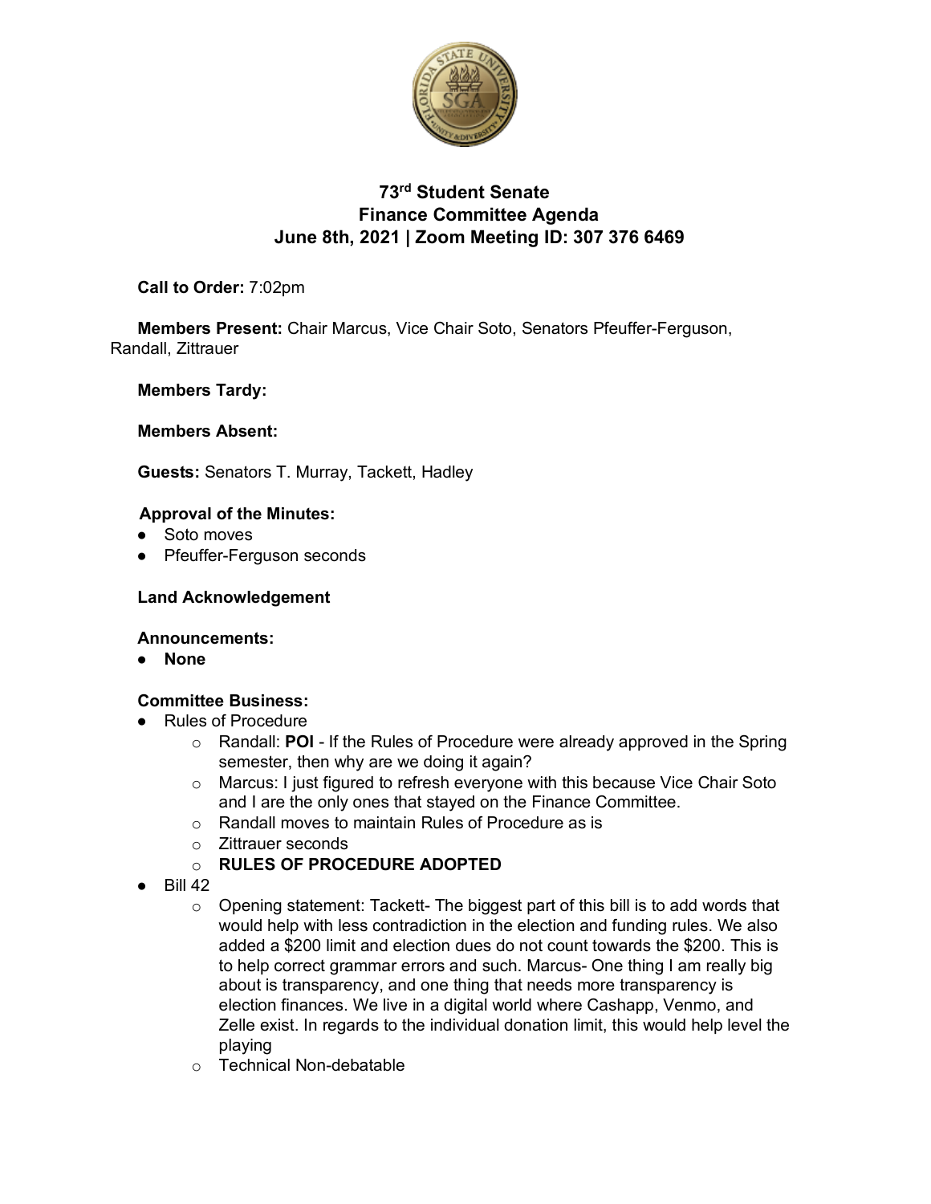# 73rd Student Senate
## Finance Committee Agenda
## June 8th, 2021 | Zoom Meeting ID: 307 376 6469

**Call to Order:** 7:02pm

**Members Present:** Chair Marcus, Vice Chair Soto, Senators Pfeuffer-Ferguson, Randall, Zittrauer

**Members Tardy:**

**Members Absent:**

**Guests:** Senators T. Murray, Tackett, Hadley

**Approval of the Minutes:**

- Soto moves
- Pfeuffer-Ferguson seconds

**Land Acknowledgement**

**Announcements:**

- **None**

**Committee Business:**

- Rules of Procedure
  - Randall: **POI** - If the Rules of Procedure were already approved in the Spring semester, then why are we doing it again?
  - Marcus: I just figured to refresh everyone with this because Vice Chair Soto and I are the only ones that stayed on the Finance Committee.
  - Randall moves to maintain Rules of Procedure as is
  - Zittrauer seconds
  - **RULES OF PROCEDURE ADOPTED**
- Bill 42
  - Opening statement: Tackett- The biggest part of this bill is to add words that would help with less contradiction in the election and funding rules. We also added a $200 limit and election dues do not count towards the $200. This is to help correct grammar errors and such. Marcus- One thing I am really big about is transparency, and one thing that needs more transparency is election finances. We live in a digital world where Cashapp, Venmo, and Zelle exist. In regards to the individual donation limit, this would help level the playing
  - Technical Non-debatable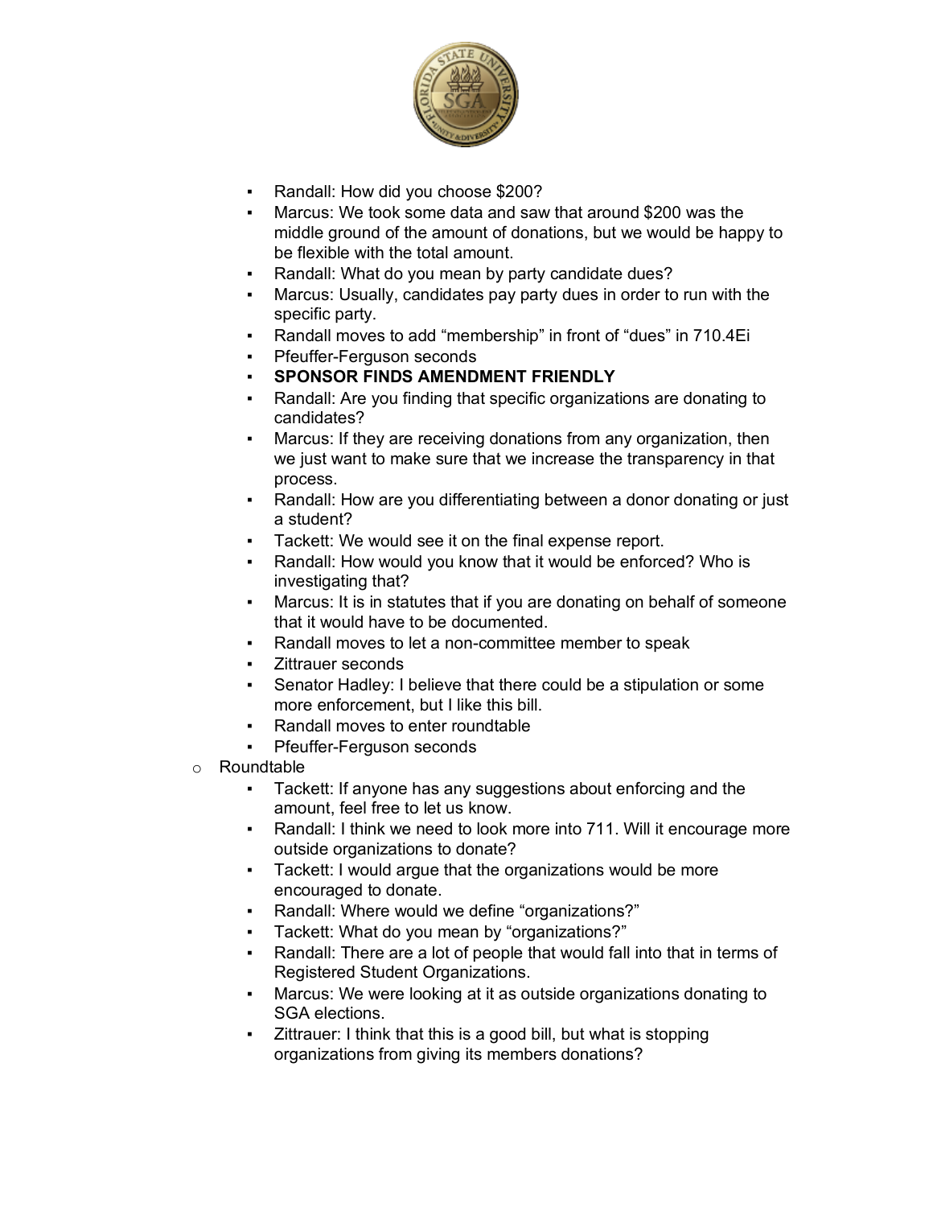- Randall: How did you choose $200?
- Marcus: We took some data and saw that around $200 was the middle ground of the amount of donations, but we would be happy to be flexible with the total amount.
- Randall: What do you mean by party candidate dues?
- Marcus: Usually, candidates pay party dues in order to run with the specific party.
- Randall moves to add "membership" in front of "dues" in 710.4Ei
- Pfeuffer-Ferguson seconds
- **SPONSOR FINDS AMENDMENT FRIENDLY**
- Randall: Are you finding that specific organizations are donating to candidates?
- Marcus: If they are receiving donations from any organization, then we just want to make sure that we increase the transparency in that process.
- Randall: How are you differentiating between a donor donating or just a student?
- Tackett: We would see it on the final expense report.
- Randall: How would you know that it would be enforced? Who is investigating that?
- Marcus: It is in statutes that if you are donating on behalf of someone that it would have to be documented.
- Randall moves to let a non-committee member to speak
- Zittrauer seconds
- Senator Hadley: I believe that there could be a stipulation or some more enforcement, but I like this bill.
- Randall moves to enter roundtable
- Pfeuffer-Ferguson seconds

- Roundtable
  - Tackett: If anyone has any suggestions about enforcing and the amount, feel free to let us know.
  - Randall: I think we need to look more into 711. Will it encourage more outside organizations to donate?
  - Tackett: I would argue that the organizations would be more encouraged to donate.
  - Randall: Where would we define "organizations?"
  - Tackett: What do you mean by "organizations?"
  - Randall: There are a lot of people that would fall into that in terms of Registered Student Organizations.
  - Marcus: We were looking at it as outside organizations donating to SGA elections.
  - Zittrauer: I think that this is a good bill, but what is stopping organizations from giving its members donations?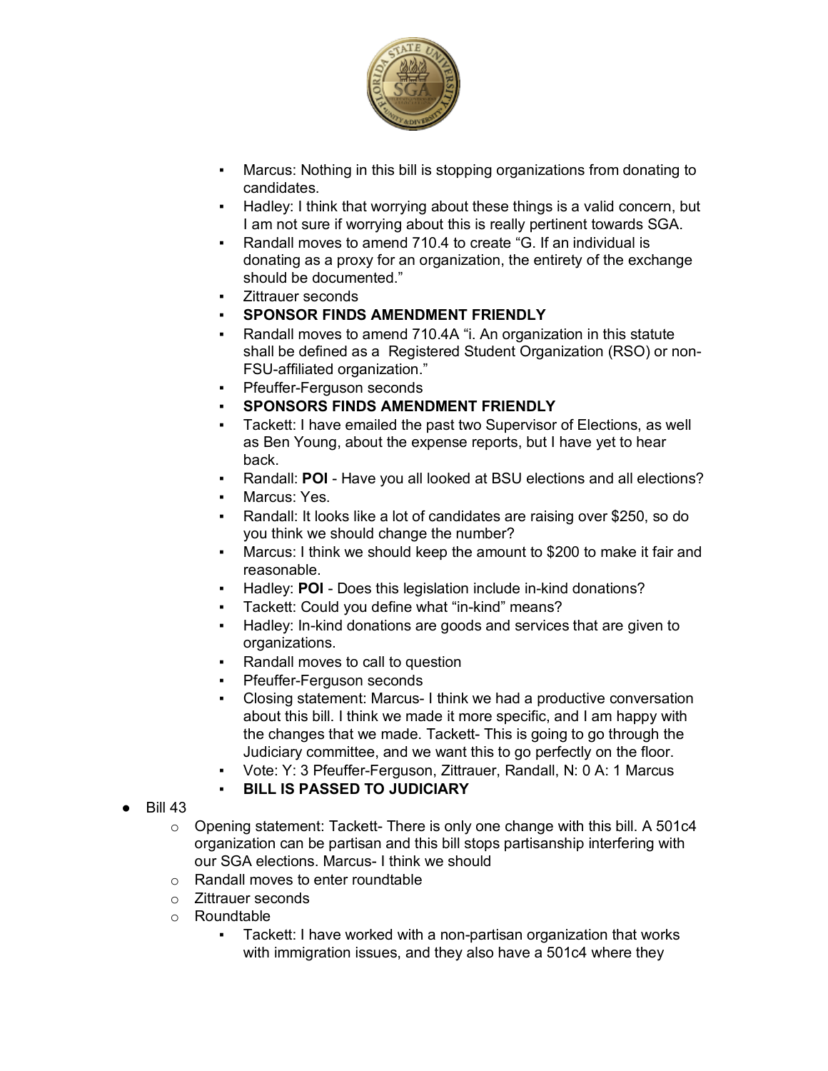- Marcus: Nothing in this bill is stopping organizations from donating to candidates.
- Hadley: I think that worrying about these things is a valid concern, but I am not sure if worrying about this is really pertinent towards SGA.
- Randall moves to amend 710.4 to create "G. If an individual is donating as a proxy for an organization, the entirety of the exchange should be documented."
- Zittrauer seconds
- **SPONSOR FINDS AMENDMENT FRIENDLY**
- Randall moves to amend 710.4A "i. An organization in this statute shall be defined as a Registered Student Organization (RSO) or non-FSU-affiliated organization."
- Pfeuffer-Ferguson seconds
- **SPONSORS FINDS AMENDMENT FRIENDLY**
- Tackett: I have emailed the past two Supervisor of Elections, as well as Ben Young, about the expense reports, but I have yet to hear back.
- Randall: **POI** - Have you all looked at BSU elections and all elections?
- Marcus: Yes.
- Randall: It looks like a lot of candidates are raising over $250, so do you think we should change the number?
- Marcus: I think we should keep the amount to $200 to make it fair and reasonable.
- Hadley: **POI** - Does this legislation include in-kind donations?
- Tackett: Could you define what "in-kind" means?
- Hadley: In-kind donations are goods and services that are given to organizations.
- Randall moves to call to question
- Pfeuffer-Ferguson seconds
- Closing statement: Marcus- I think we had a productive conversation about this bill. I think we made it more specific, and I am happy with the changes that we made. Tackett- This is going to go through the Judiciary committee, and we want this to go perfectly on the floor.
- Vote: Y: 3 Pfeuffer-Ferguson, Zittrauer, Randall, N: 0 A: 1 Marcus
- **BILL IS PASSED TO JUDICIARY**

- Bill 43
  - Opening statement: Tackett- There is only one change with this bill. A 501c4 organization can be partisan and this bill stops partisanship interfering with our SGA elections. Marcus- I think we should
  - Randall moves to enter roundtable
  - Zittrauer seconds
  - Roundtable
    - Tackett: I have worked with a non-partisan organization that works with immigration issues, and they also have a 501c4 where they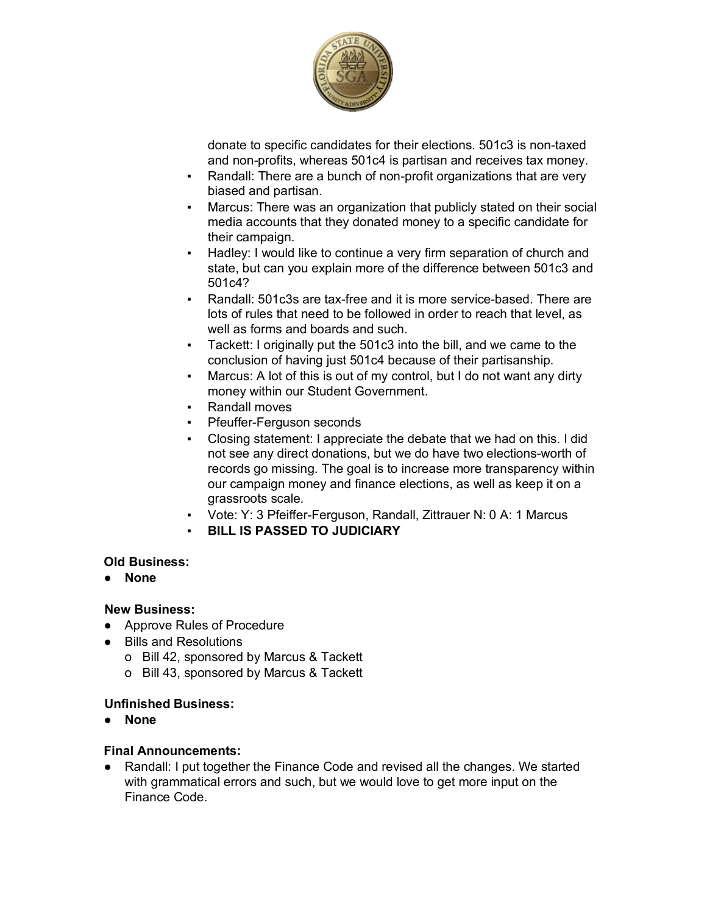donate to specific candidates for their elections. 501c3 is non-taxed and non-profits, whereas 501c4 is partisan and receives tax money.

- Randall: There are a bunch of non-profit organizations that are very biased and partisan.
- Marcus: There was an organization that publicly stated on their social media accounts that they donated money to a specific candidate for their campaign.
- Hadley: I would like to continue a very firm separation of church and state, but can you explain more of the difference between 501c3 and 501c4?
- Randall: 501c3s are tax-free and it is more service-based. There are lots of rules that need to be followed in order to reach that level, as well as forms and boards and such.
- Tackett: I originally put the 501c3 into the bill, and we came to the conclusion of having just 501c4 because of their partisanship.
- Marcus: A lot of this is out of my control, but I do not want any dirty money within our Student Government.
- Randall moves
- Pfeuffer-Ferguson seconds
- Closing statement: I appreciate the debate that we had on this. I did not see any direct donations, but we do have two elections-worth of records go missing. The goal is to increase more transparency within our campaign money and finance elections, as well as keep it on a grassroots scale.
- Vote: Y: 3 Pfeiffer-Ferguson, Randall, Zittrauer N: 0 A: 1 Marcus
- **BILL IS PASSED TO JUDICIARY**

**Old Business:**

- **None**

**New Business:**

- Approve Rules of Procedure
- Bills and Resolutions
  - Bill 42, sponsored by Marcus & Tackett
  - Bill 43, sponsored by Marcus & Tackett

**Unfinished Business:**

- **None**

**Final Announcements:**

- Randall: I put together the Finance Code and revised all the changes. We started with grammatical errors and such, but we would love to get more input on the Finance Code.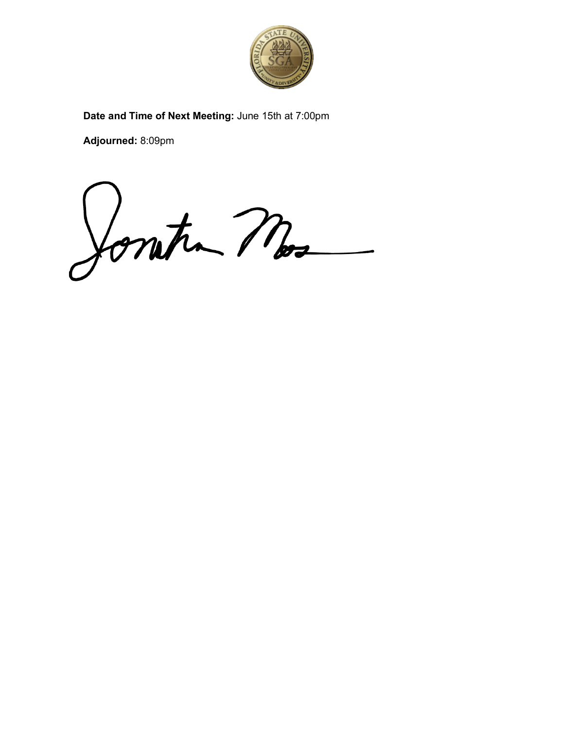**Date and Time of Next Meeting:** June 15th at 7:00pm

**Adjourned:** 8:09pm